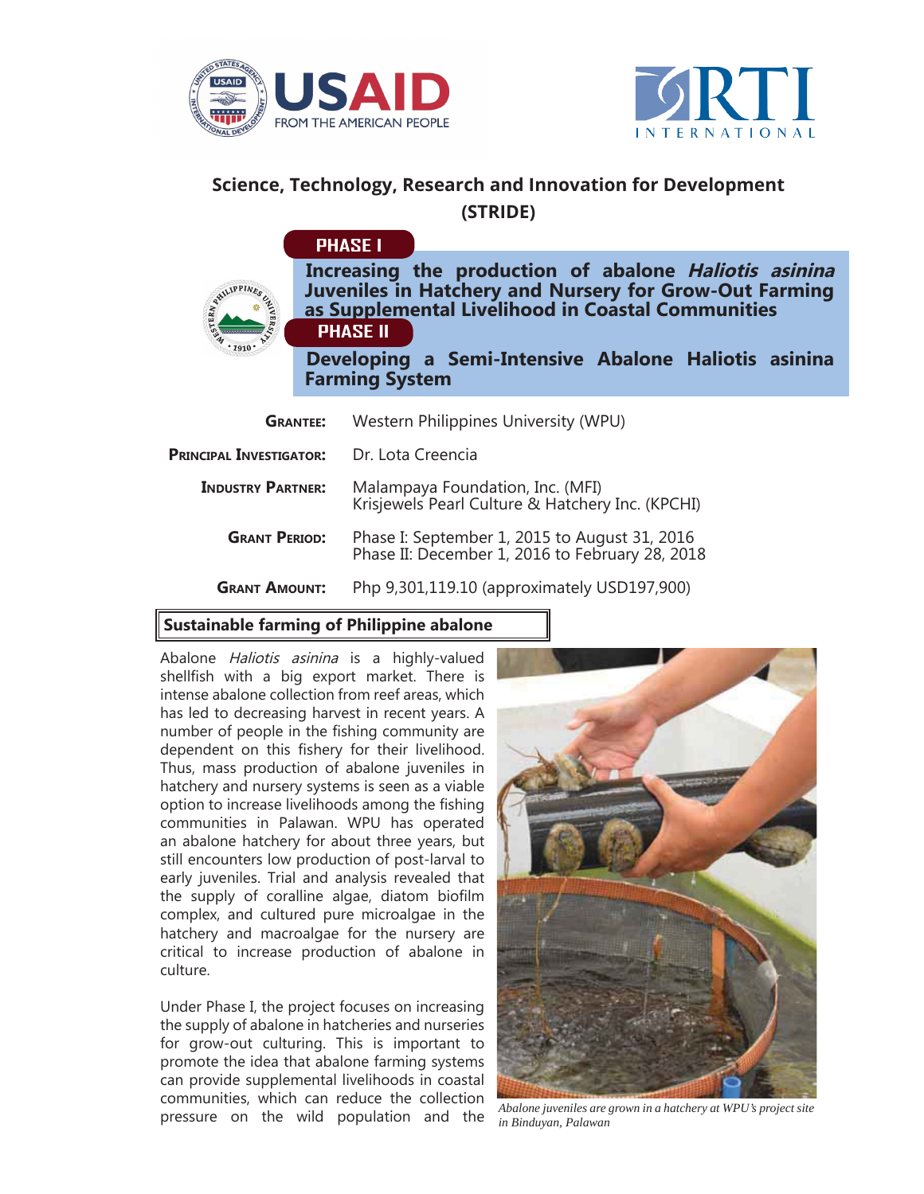# Science, Technology, Research and Innovation for Development (STRIDE)

**PHASE I**

## Increasing the production of abalone *Haliotis asinina* Juveniles in Hatchery and Nursery for Grow-Out Farming as Supplemental Livelihood in Coastal Communities

**PHASE II**

## Developing a Semi-Intensive Abalone Haliotis asinina Farming System

**Grantee:** Western Philippines University (WPU)

**Principal Investigator:** Dr. Lota Creencia

**Industry Partner:** Malampaya Foundation, Inc. (MFI)
Krisjewels Pearl Culture & Hatchery Inc. (KPCHI)

**Grant Period:** Phase I: September 1, 2015 to August 31, 2016
Phase II: December 1, 2016 to February 28, 2018

**Grant Amount:** Php 9,301,119.10 (approximately USD197,900)

### Sustainable farming of Philippine abalone

Abalone *Haliotis asinina* is a highly-valued shellfish with a big export market. There is intense abalone collection from reef areas, which has led to decreasing harvest in recent years. A number of people in the fishing community are dependent on this fishery for their livelihood. Thus, mass production of abalone juveniles in hatchery and nursery systems is seen as a viable option to increase livelihoods among the fishing communities in Palawan. WPU has operated an abalone hatchery for about three years, but still encounters low production of post-larval to early juveniles. Trial and analysis revealed that the supply of coralline algae, diatom biofilm complex, and cultured pure microalgae in the hatchery and macroalgae for the nursery are critical to increase production of abalone in culture.

Under Phase I, the project focuses on increasing the supply of abalone in hatcheries and nurseries for grow-out culturing. This is important to promote the idea that abalone farming systems can provide supplemental livelihoods in coastal communities, which can reduce the collection pressure on the wild population and the

*Abalone juveniles are grown in a hatchery at WPU's project site in Binduyan, Palawan*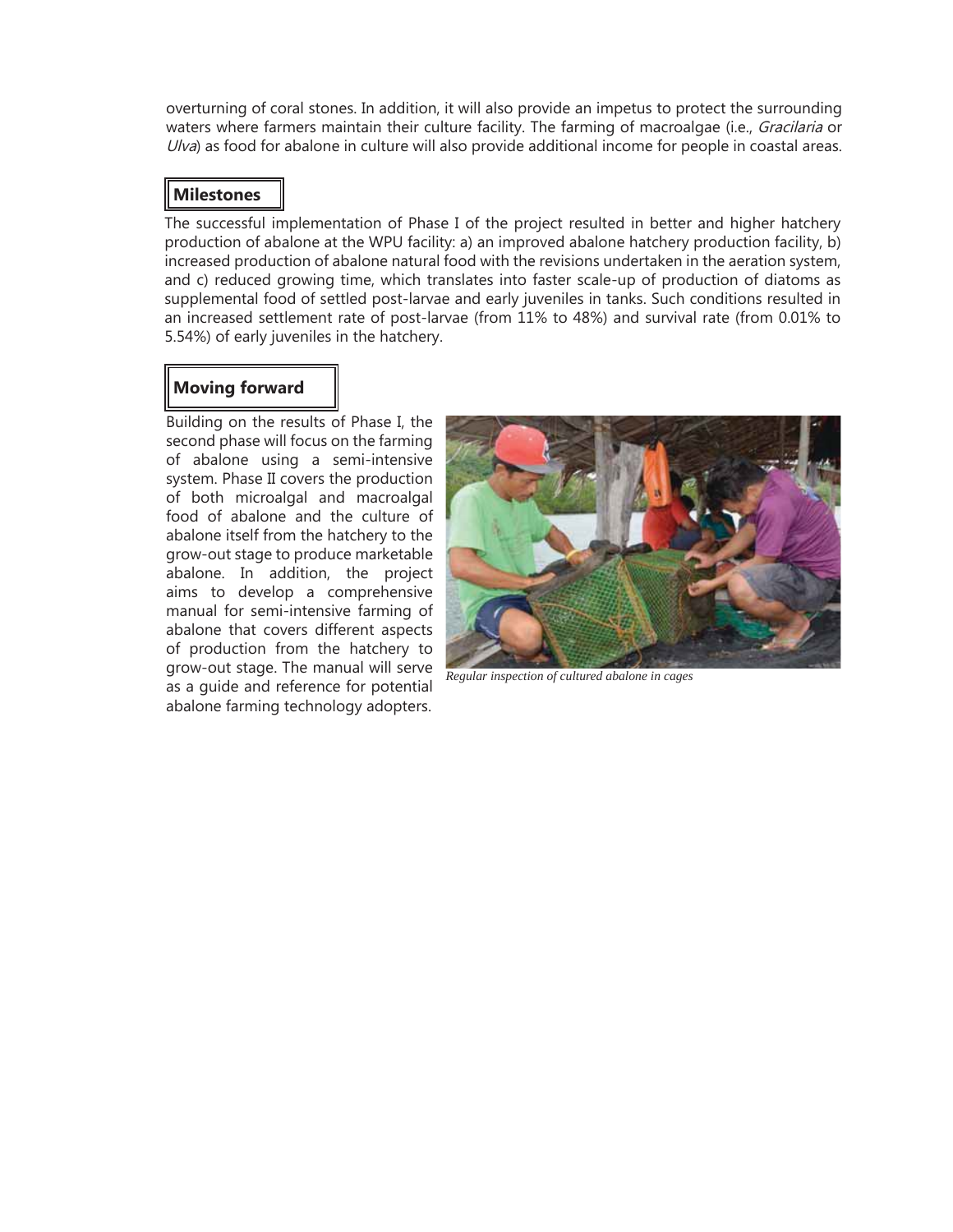overturning of coral stones. In addition, it will also provide an impetus to protect the surrounding waters where farmers maintain their culture facility. The farming of macroalgae (i.e., *Gracilaria* or *Ulva*) as food for abalone in culture will also provide additional income for people in coastal areas.

## Milestones

The successful implementation of Phase I of the project resulted in better and higher hatchery production of abalone at the WPU facility: a) an improved abalone hatchery production facility, b) increased production of abalone natural food with the revisions undertaken in the aeration system, and c) reduced growing time, which translates into faster scale-up of production of diatoms as supplemental food of settled post-larvae and early juveniles in tanks. Such conditions resulted in an increased settlement rate of post-larvae (from 11% to 48%) and survival rate (from 0.01% to 5.54%) of early juveniles in the hatchery.

## Moving forward

Building on the results of Phase I, the second phase will focus on the farming of abalone using a semi-intensive system. Phase II covers the production of both microalgal and macroalgal food of abalone and the culture of abalone itself from the hatchery to the grow-out stage to produce marketable abalone. In addition, the project aims to develop a comprehensive manual for semi-intensive farming of abalone that covers different aspects of production from the hatchery to grow-out stage. The manual will serve as a guide and reference for potential abalone farming technology adopters.

*Regular inspection of cultured abalone in cages*